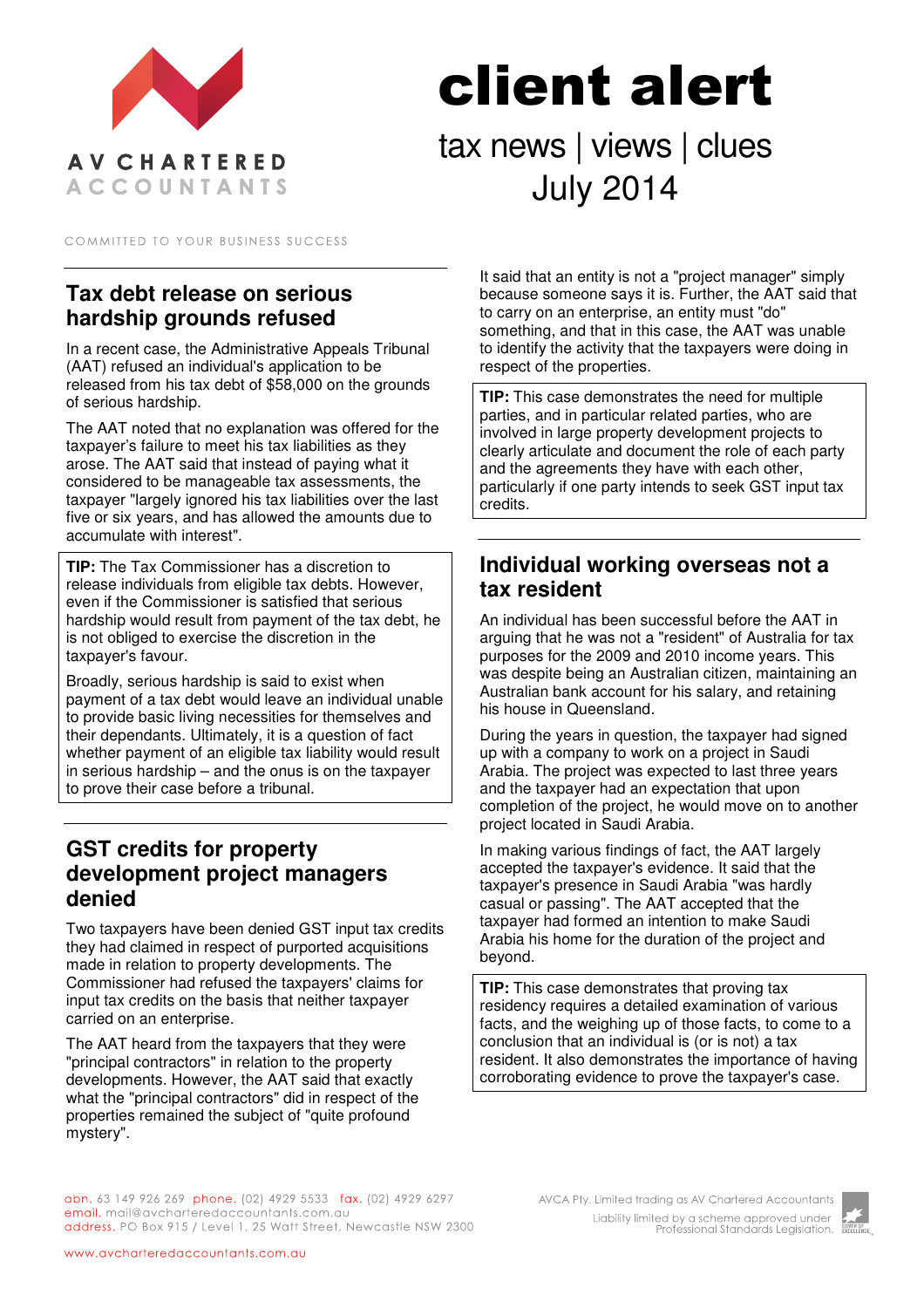AV CHARTERED ACCOUNTANTS

COMMITTED TO YOUR BUSINESS SUCCESS

# client alert

tax news | views | clues

July 2014

## Tax debt release on serious hardship grounds refused

In a recent case, the Administrative Appeals Tribunal (AAT) refused an individual's application to be released from his tax debt of $58,000 on the grounds of serious hardship.

The AAT noted that no explanation was offered for the taxpayer's failure to meet his tax liabilities as they arose. The AAT said that instead of paying what it considered to be manageable tax assessments, the taxpayer "largely ignored his tax liabilities over the last five or six years, and has allowed the amounts due to accumulate with interest".

**TIP:** The Tax Commissioner has a discretion to release individuals from eligible tax debts. However, even if the Commissioner is satisfied that serious hardship would result from payment of the tax debt, he is not obliged to exercise the discretion in the taxpayer's favour.

Broadly, serious hardship is said to exist when payment of a tax debt would leave an individual unable to provide basic living necessities for themselves and their dependants. Ultimately, it is a question of fact whether payment of an eligible tax liability would result in serious hardship – and the onus is on the taxpayer to prove their case before a tribunal.

## GST credits for property development project managers denied

Two taxpayers have been denied GST input tax credits they had claimed in respect of purported acquisitions made in relation to property developments. The Commissioner had refused the taxpayers' claims for input tax credits on the basis that neither taxpayer carried on an enterprise.

The AAT heard from the taxpayers that they were "principal contractors" in relation to the property developments. However, the AAT said that exactly what the "principal contractors" did in respect of the properties remained the subject of "quite profound mystery".

It said that an entity is not a "project manager" simply because someone says it is. Further, the AAT said that to carry on an enterprise, an entity must "do" something, and that in this case, the AAT was unable to identify the activity that the taxpayers were doing in respect of the properties.

**TIP:** This case demonstrates the need for multiple parties, and in particular related parties, who are involved in large property development projects to clearly articulate and document the role of each party and the agreements they have with each other, particularly if one party intends to seek GST input tax credits.

## Individual working overseas not a tax resident

An individual has been successful before the AAT in arguing that he was not a "resident" of Australia for tax purposes for the 2009 and 2010 income years. This was despite being an Australian citizen, maintaining an Australian bank account for his salary, and retaining his house in Queensland.

During the years in question, the taxpayer had signed up with a company to work on a project in Saudi Arabia. The project was expected to last three years and the taxpayer had an expectation that upon completion of the project, he would move on to another project located in Saudi Arabia.

In making various findings of fact, the AAT largely accepted the taxpayer's evidence. It said that the taxpayer's presence in Saudi Arabia "was hardly casual or passing". The AAT accepted that the taxpayer had formed an intention to make Saudi Arabia his home for the duration of the project and beyond.

**TIP:** This case demonstrates that proving tax residency requires a detailed examination of various facts, and the weighing up of those facts, to come to a conclusion that an individual is (or is not) a tax resident. It also demonstrates the importance of having corroborating evidence to prove the taxpayer's case.

abn. 63 149 926 269 phone. (02) 4929 5533 fax. (02) 4929 6297
email. mail@avcharteredaccountants.com.au
address. PO Box 915 / Level 1, 25 Watt Street, Newcastle NSW 2300

www.avcharteredaccountants.com.au

AVCA Pty. Limited trading as AV Chartered Accountants
Liability limited by a scheme approved under Professional Standards Legislation.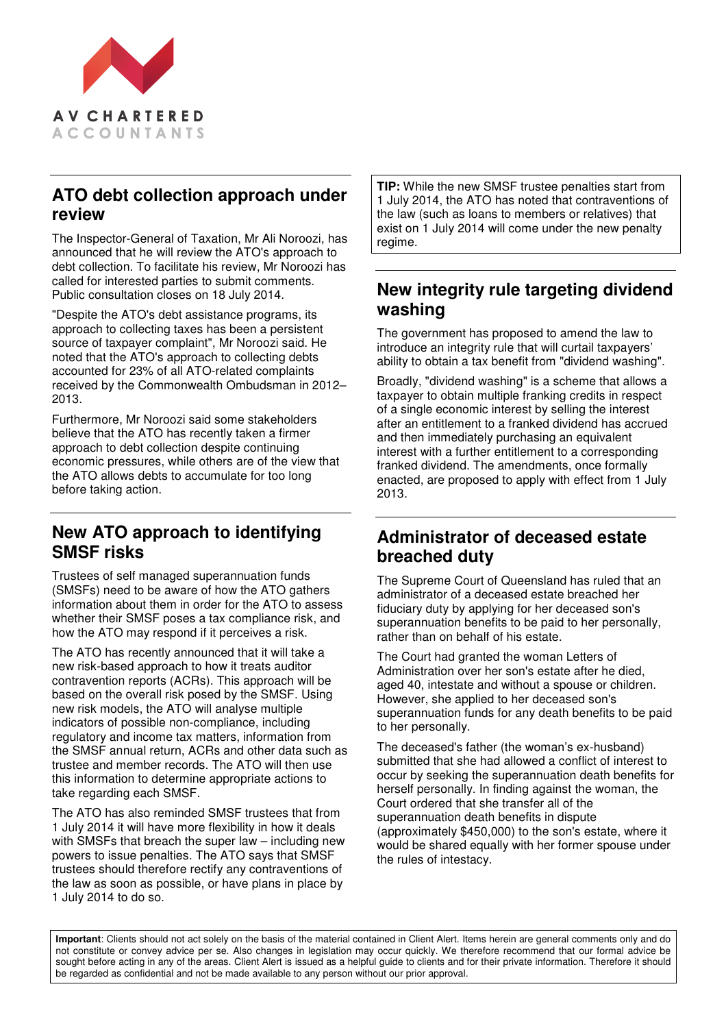AV CHARTERED ACCOUNTANTS

## ATO debt collection approach under review

The Inspector-General of Taxation, Mr Ali Noroozi, has announced that he will review the ATO's approach to debt collection. To facilitate his review, Mr Noroozi has called for interested parties to submit comments. Public consultation closes on 18 July 2014.

"Despite the ATO's debt assistance programs, its approach to collecting taxes has been a persistent source of taxpayer complaint", Mr Noroozi said. He noted that the ATO's approach to collecting debts accounted for 23% of all ATO-related complaints received by the Commonwealth Ombudsman in 2012–2013.

Furthermore, Mr Noroozi said some stakeholders believe that the ATO has recently taken a firmer approach to debt collection despite continuing economic pressures, while others are of the view that the ATO allows debts to accumulate for too long before taking action.

## New ATO approach to identifying SMSF risks

Trustees of self managed superannuation funds (SMSFs) need to be aware of how the ATO gathers information about them in order for the ATO to assess whether their SMSF poses a tax compliance risk, and how the ATO may respond if it perceives a risk.

The ATO has recently announced that it will take a new risk-based approach to how it treats auditor contravention reports (ACRs). This approach will be based on the overall risk posed by the SMSF. Using new risk models, the ATO will analyse multiple indicators of possible non-compliance, including regulatory and income tax matters, information from the SMSF annual return, ACRs and other data such as trustee and member records. The ATO will then use this information to determine appropriate actions to take regarding each SMSF.

The ATO has also reminded SMSF trustees that from 1 July 2014 it will have more flexibility in how it deals with SMSFs that breach the super law – including new powers to issue penalties. The ATO says that SMSF trustees should therefore rectify any contraventions of the law as soon as possible, or have plans in place by 1 July 2014 to do so.

**TIP:** While the new SMSF trustee penalties start from 1 July 2014, the ATO has noted that contraventions of the law (such as loans to members or relatives) that exist on 1 July 2014 will come under the new penalty regime.

## New integrity rule targeting dividend washing

The government has proposed to amend the law to introduce an integrity rule that will curtail taxpayers' ability to obtain a tax benefit from "dividend washing".

Broadly, "dividend washing" is a scheme that allows a taxpayer to obtain multiple franking credits in respect of a single economic interest by selling the interest after an entitlement to a franked dividend has accrued and then immediately purchasing an equivalent interest with a further entitlement to a corresponding franked dividend. The amendments, once formally enacted, are proposed to apply with effect from 1 July 2013.

## Administrator of deceased estate breached duty

The Supreme Court of Queensland has ruled that an administrator of a deceased estate breached her fiduciary duty by applying for her deceased son's superannuation benefits to be paid to her personally, rather than on behalf of his estate.

The Court had granted the woman Letters of Administration over her son's estate after he died, aged 40, intestate and without a spouse or children. However, she applied to her deceased son's superannuation funds for any death benefits to be paid to her personally.

The deceased's father (the woman's ex-husband) submitted that she had allowed a conflict of interest to occur by seeking the superannuation death benefits for herself personally. In finding against the woman, the Court ordered that she transfer all of the superannuation death benefits in dispute (approximately $450,000) to the son's estate, where it would be shared equally with her former spouse under the rules of intestacy.

**Important**: Clients should not act solely on the basis of the material contained in Client Alert. Items herein are general comments only and do not constitute or convey advice per se. Also changes in legislation may occur quickly. We therefore recommend that our formal advice be sought before acting in any of the areas. Client Alert is issued as a helpful guide to clients and for their private information. Therefore it should be regarded as confidential and not be made available to any person without our prior approval.